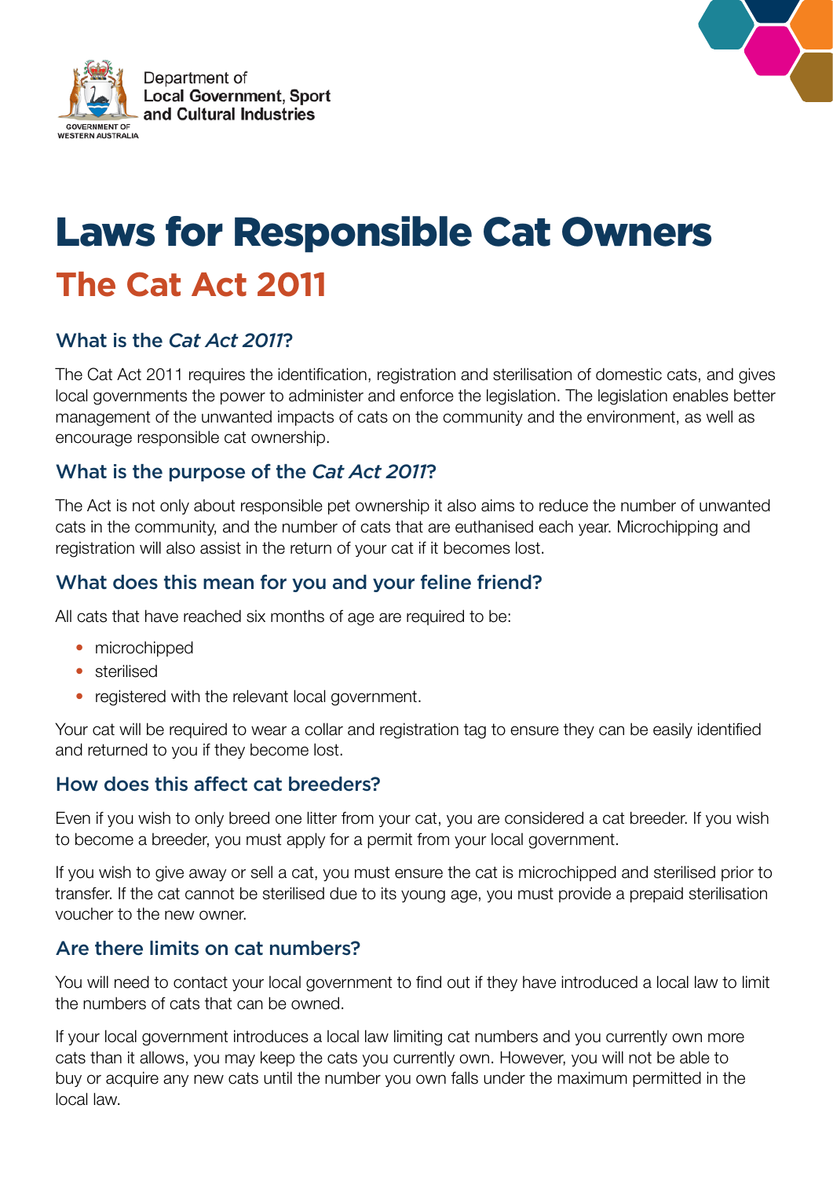Department of
**Local Government, Sport and Cultural Industries**

# Laws for Responsible Cat Owners

## The Cat Act 2011

### What is the *Cat Act 2011*?

The Cat Act 2011 requires the identification, registration and sterilisation of domestic cats, and gives local governments the power to administer and enforce the legislation. The legislation enables better management of the unwanted impacts of cats on the community and the environment, as well as encourage responsible cat ownership.

### What is the purpose of the *Cat Act 2011*?

The Act is not only about responsible pet ownership it also aims to reduce the number of unwanted cats in the community, and the number of cats that are euthanised each year. Microchipping and registration will also assist in the return of your cat if it becomes lost.

### What does this mean for you and your feline friend?

All cats that have reached six months of age are required to be:

- microchipped
- sterilised
- registered with the relevant local government.

Your cat will be required to wear a collar and registration tag to ensure they can be easily identified and returned to you if they become lost.

### How does this affect cat breeders?

Even if you wish to only breed one litter from your cat, you are considered a cat breeder. If you wish to become a breeder, you must apply for a permit from your local government.

If you wish to give away or sell a cat, you must ensure the cat is microchipped and sterilised prior to transfer. If the cat cannot be sterilised due to its young age, you must provide a prepaid sterilisation voucher to the new owner.

### Are there limits on cat numbers?

You will need to contact your local government to find out if they have introduced a local law to limit the numbers of cats that can be owned.

If your local government introduces a local law limiting cat numbers and you currently own more cats than it allows, you may keep the cats you currently own. However, you will not be able to buy or acquire any new cats until the number you own falls under the maximum permitted in the local law.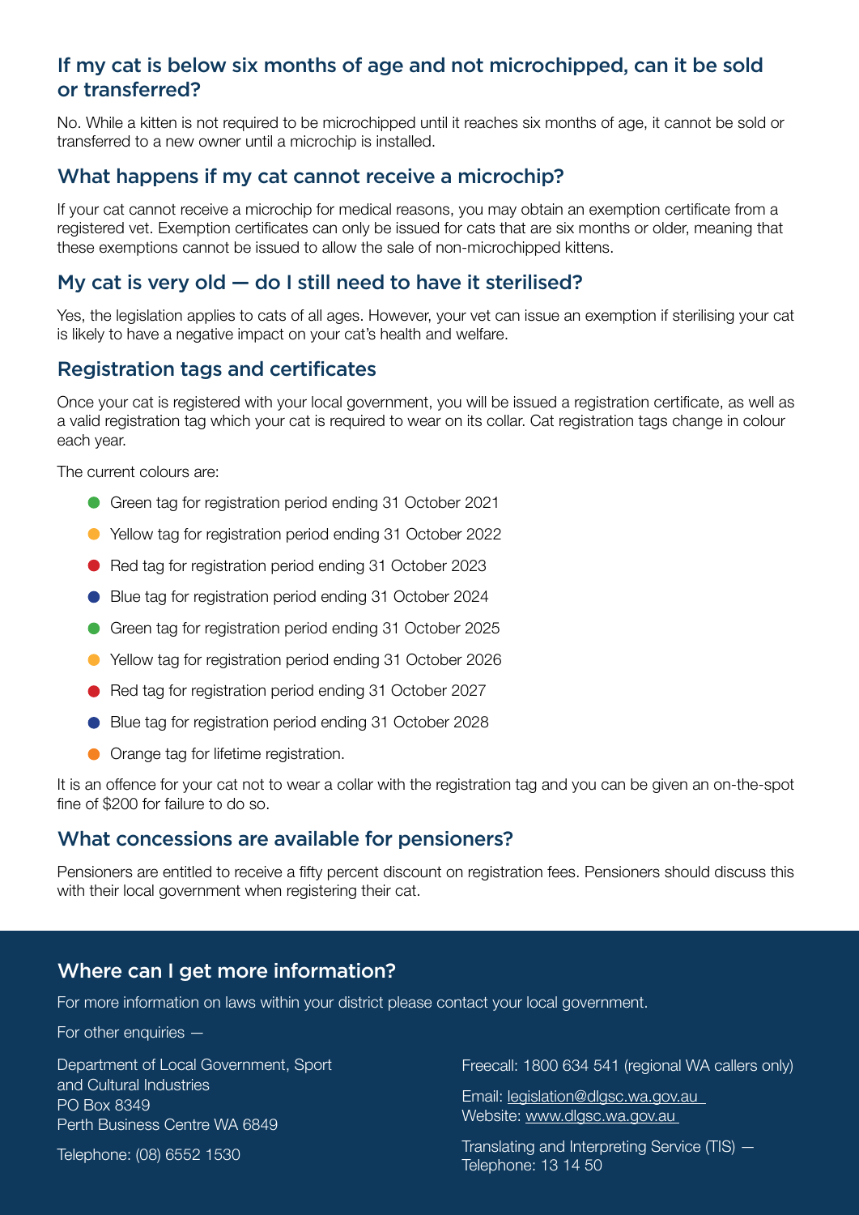## If my cat is below six months of age and not microchipped, can it be sold or transferred?

No. While a kitten is not required to be microchipped until it reaches six months of age, it cannot be sold or transferred to a new owner until a microchip is installed.

## What happens if my cat cannot receive a microchip?

If your cat cannot receive a microchip for medical reasons, you may obtain an exemption certificate from a registered vet. Exemption certificates can only be issued for cats that are six months or older, meaning that these exemptions cannot be issued to allow the sale of non-microchipped kittens.

## My cat is very old — do I still need to have it sterilised?

Yes, the legislation applies to cats of all ages. However, your vet can issue an exemption if sterilising your cat is likely to have a negative impact on your cat's health and welfare.

## Registration tags and certificates

Once your cat is registered with your local government, you will be issued a registration certificate, as well as a valid registration tag which your cat is required to wear on its collar. Cat registration tags change in colour each year.

The current colours are:

- Green tag for registration period ending 31 October 2021
- Yellow tag for registration period ending 31 October 2022
- Red tag for registration period ending 31 October 2023
- Blue tag for registration period ending 31 October 2024
- Green tag for registration period ending 31 October 2025
- Yellow tag for registration period ending 31 October 2026
- Red tag for registration period ending 31 October 2027
- Blue tag for registration period ending 31 October 2028
- Orange tag for lifetime registration.

It is an offence for your cat not to wear a collar with the registration tag and you can be given an on-the-spot fine of $200 for failure to do so.

## What concessions are available for pensioners?

Pensioners are entitled to receive a fifty percent discount on registration fees. Pensioners should discuss this with their local government when registering their cat.

## Where can I get more information?

For more information on laws within your district please contact your local government.

For other enquiries —

Department of Local Government, Sport and Cultural Industries
PO Box 8349
Perth Business Centre WA 6849

Telephone: (08) 6552 1530

Freecall: 1800 634 541 (regional WA callers only)

Email: legislation@dlgsc.wa.gov.au
Website: www.dlgsc.wa.gov.au

Translating and Interpreting Service (TIS) —
Telephone: 13 14 50